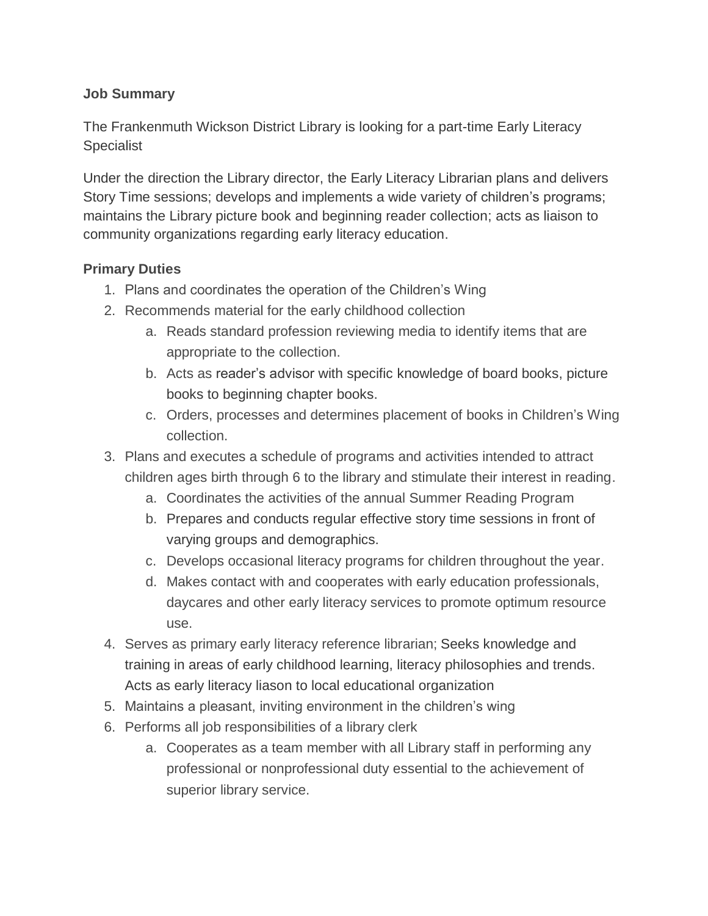**Job Summary**

The Frankenmuth Wickson District Library is looking for a part-time Early Literacy Specialist

Under the direction the Library director, the Early Literacy Librarian plans and delivers Story Time sessions; develops and implements a wide variety of children's programs; maintains the Library picture book and beginning reader collection; acts as liaison to community organizations regarding early literacy education.

**Primary Duties**

1. Plans and coordinates the operation of the Children's Wing
2. Recommends material for the early childhood collection
    a. Reads standard profession reviewing media to identify items that are appropriate to the collection.
    b. Acts as reader's advisor with specific knowledge of board books, picture books to beginning chapter books.
    c. Orders, processes and determines placement of books in Children's Wing collection.
3. Plans and executes a schedule of programs and activities intended to attract children ages birth through 6 to the library and stimulate their interest in reading.
    a. Coordinates the activities of the annual Summer Reading Program
    b. Prepares and conducts regular effective story time sessions in front of varying groups and demographics.
    c. Develops occasional literacy programs for children throughout the year.
    d. Makes contact with and cooperates with early education professionals, daycares and other early literacy services to promote optimum resource use.
4. Serves as primary early literacy reference librarian; Seeks knowledge and training in areas of early childhood learning, literacy philosophies and trends. Acts as early literacy liason to local educational organization
5. Maintains a pleasant, inviting environment in the children's wing
6. Performs all job responsibilities of a library clerk
    a. Cooperates as a team member with all Library staff in performing any professional or nonprofessional duty essential to the achievement of superior library service.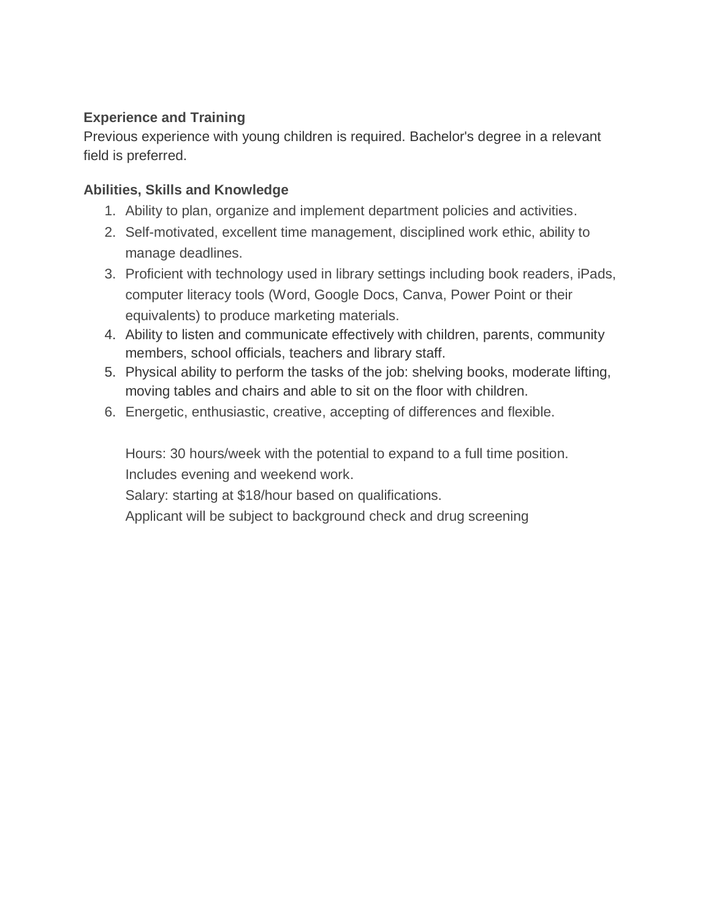**Experience and Training**

Previous experience with young children is required. Bachelor's degree in a relevant field is preferred.

**Abilities, Skills and Knowledge**

1. Ability to plan, organize and implement department policies and activities.
2. Self-motivated, excellent time management, disciplined work ethic, ability to manage deadlines.
3. Proficient with technology used in library settings including book readers, iPads, computer literacy tools (Word, Google Docs, Canva, Power Point or their equivalents) to produce marketing materials.
4. Ability to listen and communicate effectively with children, parents, community members, school officials, teachers and library staff.
5. Physical ability to perform the tasks of the job: shelving books, moderate lifting, moving tables and chairs and able to sit on the floor with children.
6. Energetic, enthusiastic, creative, accepting of differences and flexible.

Hours: 30 hours/week with the potential to expand to a full time position. Includes evening and weekend work.

Salary: starting at $18/hour based on qualifications.

Applicant will be subject to background check and drug screening